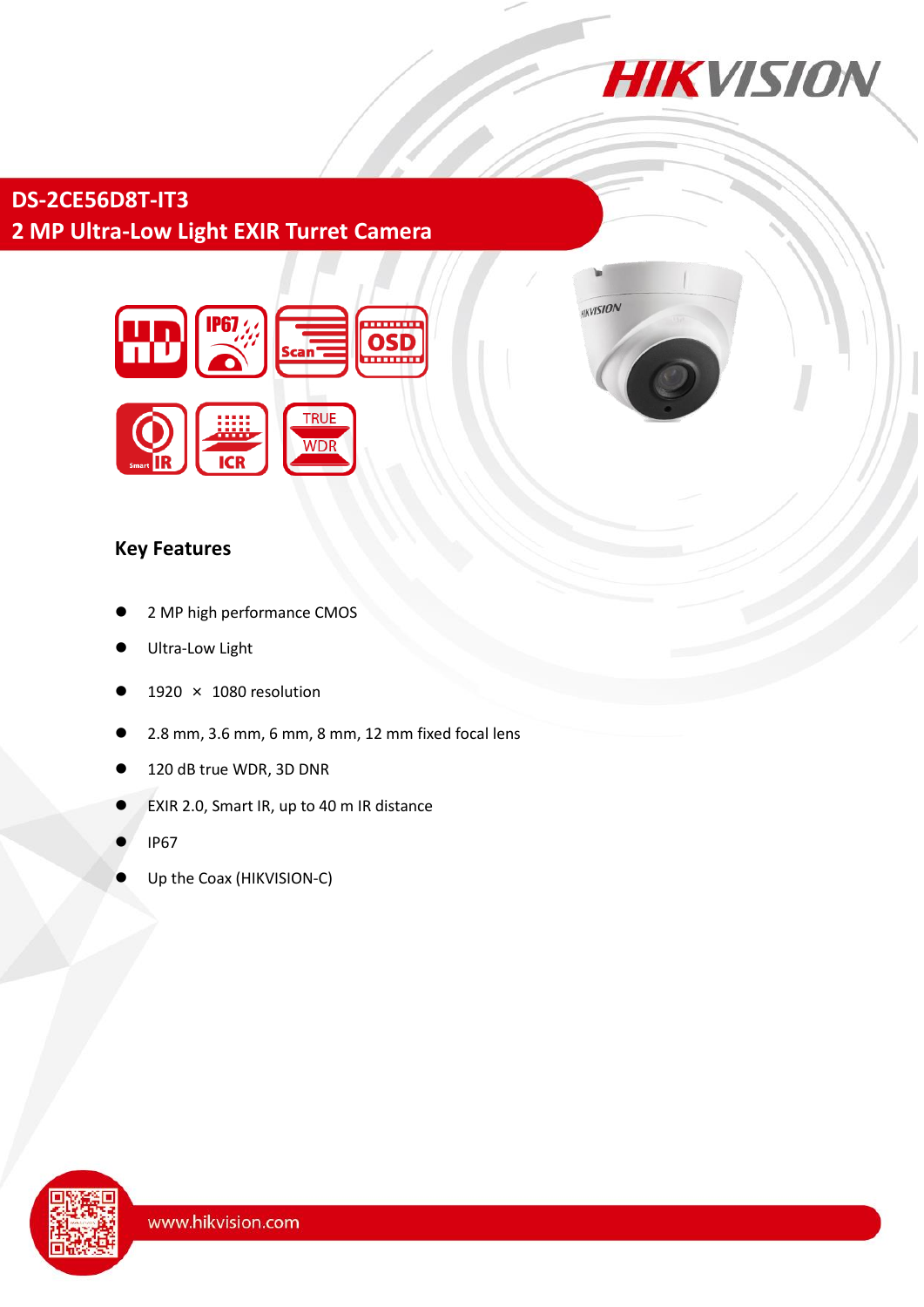# DS-2CE56D8T-IT3

# 2 MP Ultra-Low Light EXIR Turret Camera

## Key Features

- 2 MP high performance CMOS
- Ultra-Low Light
- 1920 × 1080 resolution
- 2.8 mm, 3.6 mm, 6 mm, 8 mm, 12 mm fixed focal lens
- 120 dB true WDR, 3D DNR
- EXIR 2.0, Smart IR, up to 40 m IR distance
- IP67
- Up the Coax (HIKVISION-C)

www.hikvision.com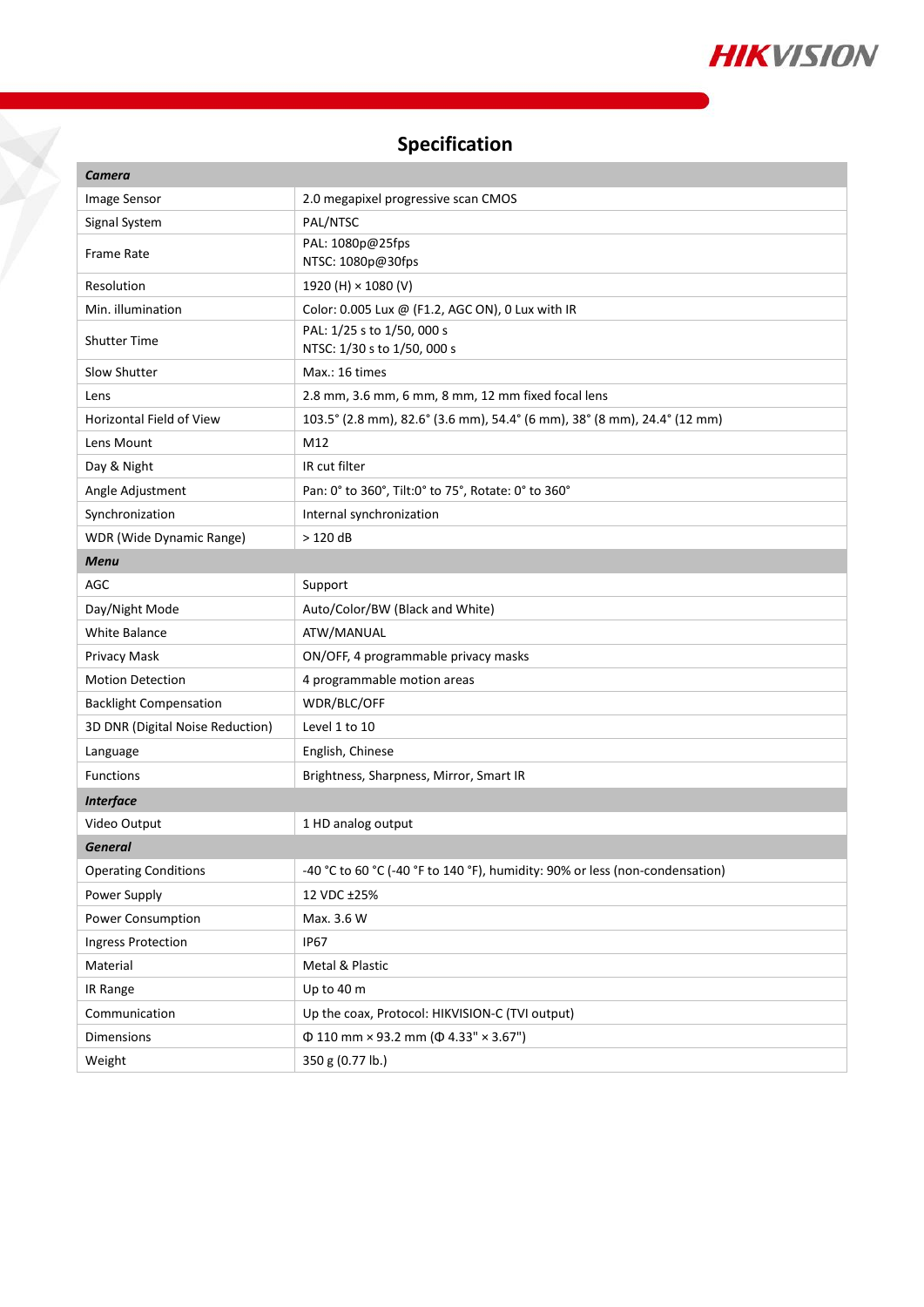## Specification

| ***Camera*** | |
|---|---|
| Image Sensor | 2.0 megapixel progressive scan CMOS |
| Signal System | PAL/NTSC |
| Frame Rate | PAL: 1080p@25fps<br>NTSC: 1080p@30fps |
| Resolution | 1920 (H) × 1080 (V) |
| Min. illumination | Color: 0.005 Lux @ (F1.2, AGC ON), 0 Lux with IR |
| Shutter Time | PAL: 1/25 s to 1/50, 000 s<br>NTSC: 1/30 s to 1/50, 000 s |
| Slow Shutter | Max.: 16 times |
| Lens | 2.8 mm, 3.6 mm, 6 mm, 8 mm, 12 mm fixed focal lens |
| Horizontal Field of View | 103.5° (2.8 mm), 82.6° (3.6 mm), 54.4° (6 mm), 38° (8 mm), 24.4° (12 mm) |
| Lens Mount | M12 |
| Day & Night | IR cut filter |
| Angle Adjustment | Pan: 0° to 360°, Tilt:0° to 75°, Rotate: 0° to 360° |
| Synchronization | Internal synchronization |
| WDR (Wide Dynamic Range) | > 120 dB |
| ***Menu*** | |
| AGC | Support |
| Day/Night Mode | Auto/Color/BW (Black and White) |
| White Balance | ATW/MANUAL |
| Privacy Mask | ON/OFF, 4 programmable privacy masks |
| Motion Detection | 4 programmable motion areas |
| Backlight Compensation | WDR/BLC/OFF |
| 3D DNR (Digital Noise Reduction) | Level 1 to 10 |
| Language | English, Chinese |
| Functions | Brightness, Sharpness, Mirror, Smart IR |
| ***Interface*** | |
| Video Output | 1 HD analog output |
| ***General*** | |
| Operating Conditions | -40 °C to 60 °C (-40 °F to 140 °F), humidity: 90% or less (non-condensation) |
| Power Supply | 12 VDC ±25% |
| Power Consumption | Max. 3.6 W |
| Ingress Protection | IP67 |
| Material | Metal & Plastic |
| IR Range | Up to 40 m |
| Communication | Up the coax, Protocol: HIKVISION-C (TVI output) |
| Dimensions | Φ 110 mm × 93.2 mm (Φ 4.33" × 3.67") |
| Weight | 350 g (0.77 lb.) |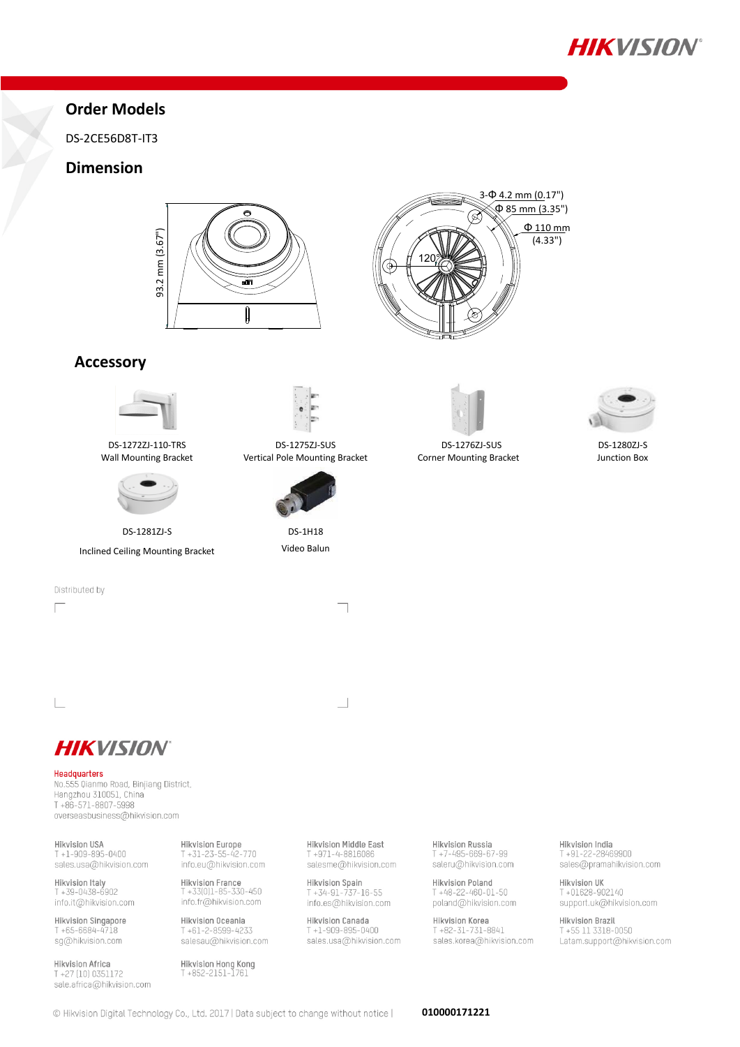## Order Models

DS-2CE56D8T-IT3

## Dimension

93.2 mm (3.67")

3-Φ 4.2 mm (0.17")

Φ 85 mm (3.35")

Φ 110 mm (4.33")

120°

## Accessory

DS-1272ZJ-110-TRS
Wall Mounting Bracket

DS-1275ZJ-SUS
Vertical Pole Mounting Bracket

DS-1276ZJ-SUS
Corner Mounting Bracket

DS-1280ZJ-S
Junction Box

DS-1281ZJ-S
Inclined Ceiling Mounting Bracket

DS-1H18
Video Balun

Distributed by

**HIKVISION**

Headquarters
No.555 Qianmo Road, Binjiang District,
Hangzhou 310051, China
T +86-571-8807-5998
overseasbusiness@hikvision.com

Hikvision USA
T +1-909-895-0400
sales.usa@hikvision.com

Hikvision Europe
T +31-23-55-42-770
info.eu@hikvision.com

Hikvision Middle East
T +971-4-8816086
salesme@hikvision.com

Hikvision Russia
T +7-495-669-67-99
saleru@hikvision.com

Hikvision India
T +91-22-28469900
sales@pramahikvision.com

Hikvision Italy
T +39-0438-6902
info.it@hikvision.com

Hikvision France
T +33(0)1-85-330-450
info.fr@hikvision.com

Hikvision Spain
T +34-91-737-16-55
info.es@hikvision.com

Hikvision Poland
T +48-22-460-01-50
poland@hikvision.com

Hikvision UK
T +01628-902140
support.uk@hikvision.com

Hikvision Singapore
T +65-6684-4718
sg@hikvision.com

Hikvision Oceania
T +61-2-8599-4233
salesau@hikvision.com

Hikvision Canada
T +1-909-895-0400
sales.usa@hikvision.com

Hikvision Korea
T +82-31-731-8841
sales.korea@hikvision.com

Hikvision Brazil
T +55 11 3318-0050
Latam.support@hikvision.com

Hikvision Africa
T +27 (10) 0351172
sale.africa@hikvision.com

Hikvision Hong Kong
T +852-2151-1761

© Hikvision Digital Technology Co., Ltd. 2017 | Data subject to change without notice | **010000171221**